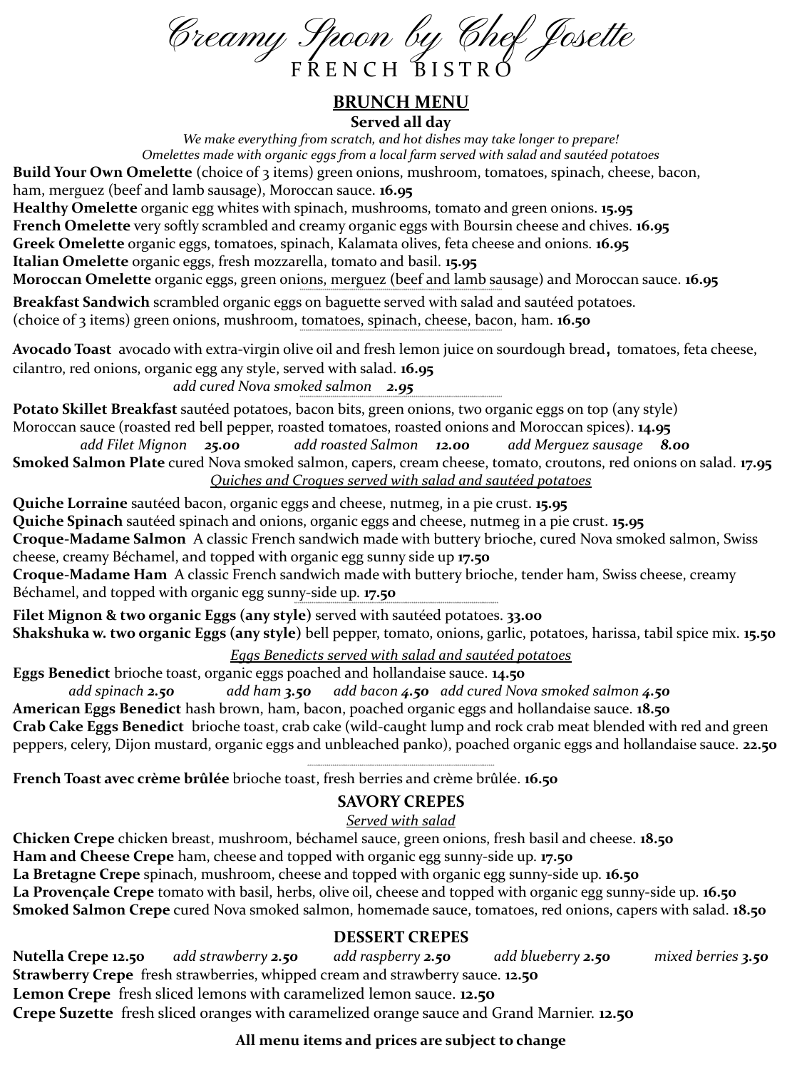# Creamy Spoon by Chef Josette

FRENCH BISTRO

## BRUNCH MENU

**Served all day**

*We make everything from scratch, and hot dishes may take longer to prepare!*
*Omelettes made with organic eggs from a local farm served with salad and sautéed potatoes*

**Build Your Own Omelette** (choice of 3 items) green onions, mushroom, tomatoes, spinach, cheese, bacon, ham, merguez (beef and lamb sausage), Moroccan sauce. **16.95**
**Healthy Omelette** organic egg whites with spinach, mushrooms, tomato and green onions. **15.95**
**French Omelette** very softly scrambled and creamy organic eggs with Boursin cheese and chives. **16.95**
**Greek Omelette** organic eggs, tomatoes, spinach, Kalamata olives, feta cheese and onions. **16.95**
**Italian Omelette** organic eggs, fresh mozzarella, tomato and basil. **15.95**
**Moroccan Omelette** organic eggs, green onions, merguez (beef and lamb sausage) and Moroccan sauce. **16.95**

**Breakfast Sandwich** scrambled organic eggs on baguette served with salad and sautéed potatoes.
(choice of 3 items) green onions, mushroom, tomatoes, spinach, cheese, bacon, ham. **16.50**

**Avocado Toast** avocado with extra-virgin olive oil and fresh lemon juice on sourdough bread, tomatoes, feta cheese, cilantro, red onions, organic egg any style, served with salad. **16.95**
*add cured Nova smoked salmon* ***2.95***

**Potato Skillet Breakfast** sautéed potatoes, bacon bits, green onions, two organic eggs on top (any style) Moroccan sauce (roasted red bell pepper, roasted tomatoes, roasted onions and Moroccan spices). **14.95**
*add Filet Mignon* ***25.00*** *add roasted Salmon* ***12.00*** *add Merguez sausage* ***8.00***
**Smoked Salmon Plate** cured Nova smoked salmon, capers, cream cheese, tomato, croutons, red onions on salad. **17.95**

*Quiches and Croques served with salad and sautéed potatoes*

**Quiche Lorraine** sautéed bacon, organic eggs and cheese, nutmeg, in a pie crust. **15.95**
**Quiche Spinach** sautéed spinach and onions, organic eggs and cheese, nutmeg in a pie crust. **15.95**
**Croque-Madame Salmon** A classic French sandwich made with buttery brioche, cured Nova smoked salmon, Swiss cheese, creamy Béchamel, and topped with organic egg sunny side up **17.50**
**Croque-Madame Ham** A classic French sandwich made with buttery brioche, tender ham, Swiss cheese, creamy Béchamel, and topped with organic egg sunny-side up. **17.50**

**Filet Mignon & two organic Eggs (any style)** served with sautéed potatoes. **33.00**
**Shakshuka w. two organic Eggs (any style)** bell pepper, tomato, onions, garlic, potatoes, harissa, tabil spice mix. **15.50**

*Eggs Benedicts served with salad and sautéed potatoes*

**Eggs Benedict** brioche toast, organic eggs poached and hollandaise sauce. **14.50**
*add spinach* ***2.50*** *add ham* ***3.50*** *add bacon* ***4.50*** *add cured Nova smoked salmon* ***4.50***
**American Eggs Benedict** hash brown, ham, bacon, poached organic eggs and hollandaise sauce. **18.50**
**Crab Cake Eggs Benedict** brioche toast, crab cake (wild-caught lump and rock crab meat blended with red and green peppers, celery, Dijon mustard, organic eggs and unbleached panko), poached organic eggs and hollandaise sauce. **22.50**

**French Toast avec crème brûlée** brioche toast, fresh berries and crème brûlée. **16.50**

## SAVORY CREPES

*Served with salad*

**Chicken Crepe** chicken breast, mushroom, béchamel sauce, green onions, fresh basil and cheese. **18.50**
**Ham and Cheese Crepe** ham, cheese and topped with organic egg sunny-side up. **17.50**
**La Bretagne Crepe** spinach, mushroom, cheese and topped with organic egg sunny-side up. **16.50**
**La Provençale Crepe** tomato with basil, herbs, olive oil, cheese and topped with organic egg sunny-side up. **16.50**
**Smoked Salmon Crepe** cured Nova smoked salmon, homemade sauce, tomatoes, red onions, capers with salad. **18.50**

## DESSERT CREPES

**Nutella Crepe 12.50** *add strawberry* ***2.50*** *add raspberry* ***2.50*** *add blueberry* ***2.50*** *mixed berries* ***3.50***
**Strawberry Crepe** fresh strawberries, whipped cream and strawberry sauce. **12.50**
**Lemon Crepe** fresh sliced lemons with caramelized lemon sauce. **12.50**
**Crepe Suzette** fresh sliced oranges with caramelized orange sauce and Grand Marnier. **12.50**

**All menu items and prices are subject to change**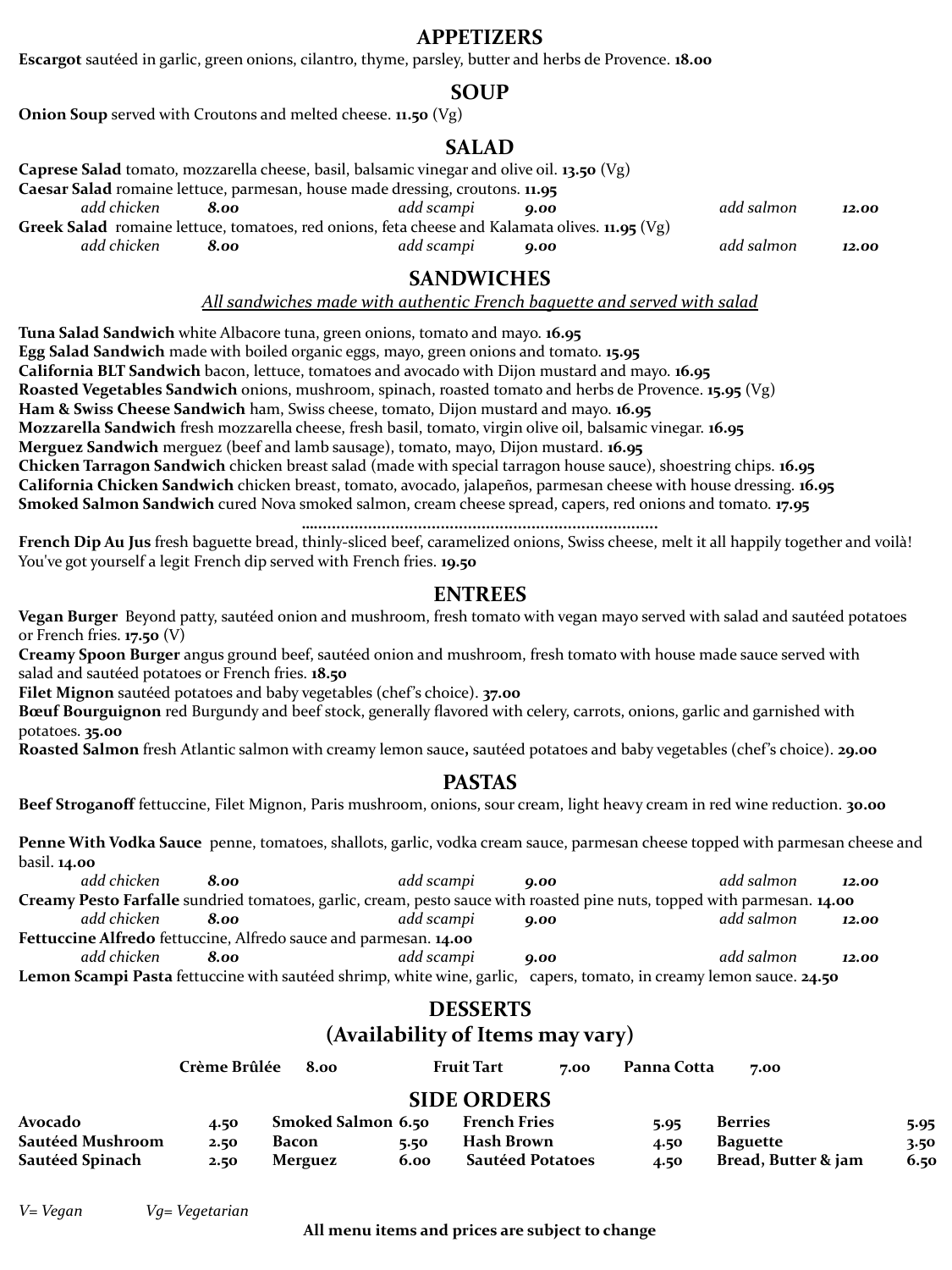## APPETIZERS

**Escargot** sautéed in garlic, green onions, cilantro, thyme, parsley, butter and herbs de Provence. **18.00**

## SOUP

**Onion Soup** served with Croutons and melted cheese. **11.50** (Vg)

## SALAD

**Caprese Salad** tomato, mozzarella cheese, basil, balsamic vinegar and olive oil. **13.50** (Vg)

**Caesar Salad** romaine lettuce, parmesan, house made dressing, croutons. **11.95**

*add chicken* ***8.00*** *add scampi* ***9.00*** *add salmon* ***12.00***

**Greek Salad** romaine lettuce, tomatoes, red onions, feta cheese and Kalamata olives. **11.95** (Vg)

*add chicken* ***8.00*** *add scampi* ***9.00*** *add salmon* ***12.00***

## SANDWICHES

*All sandwiches made with authentic French baguette and served with salad*

**Tuna Salad Sandwich** white Albacore tuna, green onions, tomato and mayo. **16.95**

**Egg Salad Sandwich** made with boiled organic eggs, mayo, green onions and tomato. **15.95**

**California BLT Sandwich** bacon, lettuce, tomatoes and avocado with Dijon mustard and mayo. **16.95**

**Roasted Vegetables Sandwich** onions, mushroom, spinach, roasted tomato and herbs de Provence. **15.95** (Vg)

**Ham & Swiss Cheese Sandwich** ham, Swiss cheese, tomato, Dijon mustard and mayo. **16.95**

**Mozzarella Sandwich** fresh mozzarella cheese, fresh basil, tomato, virgin olive oil, balsamic vinegar. **16.95**

**Merguez Sandwich** merguez (beef and lamb sausage), tomato, mayo, Dijon mustard. **16.95**

**Chicken Tarragon Sandwich** chicken breast salad (made with special tarragon house sauce), shoestring chips. **16.95**

**California Chicken Sandwich** chicken breast, tomato, avocado, jalapeños, parmesan cheese with house dressing. **16.95**

**Smoked Salmon Sandwich** cured Nova smoked salmon, cream cheese spread, capers, red onions and tomato. **17.95**

.............................................................................

**French Dip Au Jus** fresh baguette bread, thinly-sliced beef, caramelized onions, Swiss cheese, melt it all happily together and voilà! You've got yourself a legit French dip served with French fries. **19.50**

## ENTREES

**Vegan Burger** Beyond patty, sautéed onion and mushroom, fresh tomato with vegan mayo served with salad and sautéed potatoes or French fries. **17.50** (V)

**Creamy Spoon Burger** angus ground beef, sautéed onion and mushroom, fresh tomato with house made sauce served with salad and sautéed potatoes or French fries. **18.50**

**Filet Mignon** sautéed potatoes and baby vegetables (chef's choice). **37.00**

**Bœuf Bourguignon** red Burgundy and beef stock, generally flavored with celery, carrots, onions, garlic and garnished with potatoes. **35.00**

**Roasted Salmon** fresh Atlantic salmon with creamy lemon sauce, sautéed potatoes and baby vegetables (chef's choice). **29.00**

## PASTAS

**Beef Stroganoff** fettuccine, Filet Mignon, Paris mushroom, onions, sour cream, light heavy cream in red wine reduction. **30.00**

**Penne With Vodka Sauce** penne, tomatoes, shallots, garlic, vodka cream sauce, parmesan cheese topped with parmesan cheese and basil. **14.00**

*add chicken* ***8.00*** *add scampi* ***9.00*** *add salmon* ***12.00***

**Creamy Pesto Farfalle** sundried tomatoes, garlic, cream, pesto sauce with roasted pine nuts, topped with parmesan. **14.00**

*add chicken* ***8.00*** *add scampi* ***9.00*** *add salmon* ***12.00***

**Fettuccine Alfredo** fettuccine, Alfredo sauce and parmesan. **14.00**

*add chicken* ***8.00*** *add scampi* ***9.00*** *add salmon* ***12.00***

**Lemon Scampi Pasta** fettuccine with sautéed shrimp, white wine, garlic, capers, tomato, in creamy lemon sauce. **24.50**

## DESSERTS
## (Availability of Items may vary)

**Crème Brûlée** 8.00 **Fruit Tart** 7.00 **Panna Cotta** 7.00

## SIDE ORDERS

| | | | | | | | |
|---|---|---|---|---|---|---|---|
| **Avocado** | **4.50** | **Smoked Salmon** | **6.50** | **French Fries** | **5.95** | **Berries** | **5.95** |
| **Sautéed Mushroom** | **2.50** | **Bacon** | **5.50** | **Hash Brown** | **4.50** | **Baguette** | **3.50** |
| **Sautéed Spinach** | **2.50** | **Merguez** | **6.00** | **Sautéed Potatoes** | **4.50** | **Bread, Butter & jam** | **6.50** |

*V= Vegan* *Vg= Vegetarian*

**All menu items and prices are subject to change**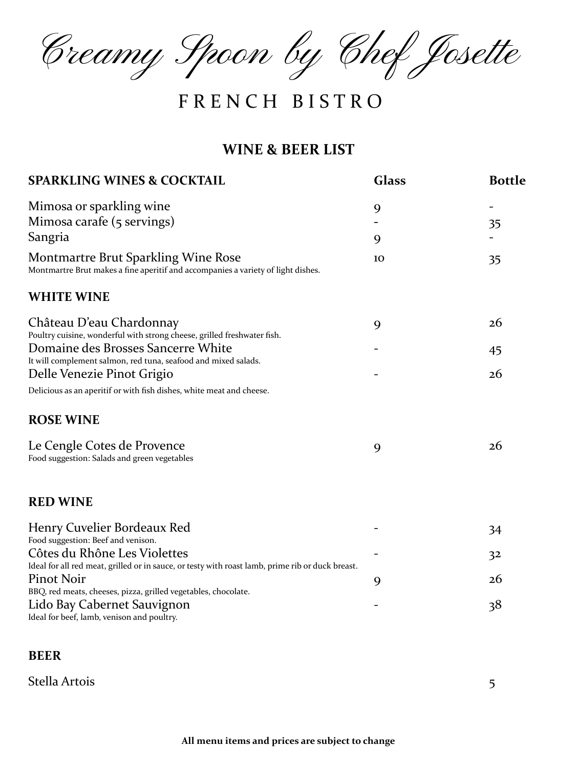# Creamy Spoon by Chef Josette

## FRENCH BISTRO

### WINE & BEER LIST

| SPARKLING WINES & COCKTAIL | Glass | Bottle |
| --- | --- | --- |
| Mimosa or sparkling wine | 9 | - |
| Mimosa carafe (5 servings) | - | 35 |
| Sangria | 9 | - |
| Montmartre Brut Sparkling Wine Rose<br>Montmartre Brut makes a fine aperitif and accompanies a variety of light dishes. | 10 | 35 |
| **WHITE WINE** | | |
| Château D'eau Chardonnay<br>Poultry cuisine, wonderful with strong cheese, grilled freshwater fish. | 9 | 26 |
| Domaine des Brosses Sancerre White<br>It will complement salmon, red tuna, seafood and mixed salads. | - | 45 |
| Delle Venezie Pinot Grigio<br>Delicious as an aperitif or with fish dishes, white meat and cheese. | - | 26 |
| **ROSE WINE** | | |
| Le Cengle Cotes de Provence<br>Food suggestion: Salads and green vegetables | 9 | 26 |
| **RED WINE** | | |
| Henry Cuvelier Bordeaux Red<br>Food suggestion: Beef and venison. | - | 34 |
| Côtes du Rhône Les Violettes<br>Ideal for all red meat, grilled or in sauce, or testy with roast lamb, prime rib or duck breast. | - | 32 |
| Pinot Noir<br>BBQ, red meats, cheeses, pizza, grilled vegetables, chocolate. | 9 | 26 |
| Lido Bay Cabernet Sauvignon<br>Ideal for beef, lamb, venison and poultry. | - | 38 |
| **BEER** | | |
| Stella Artois | | 5 |

**All menu items and prices are subject to change**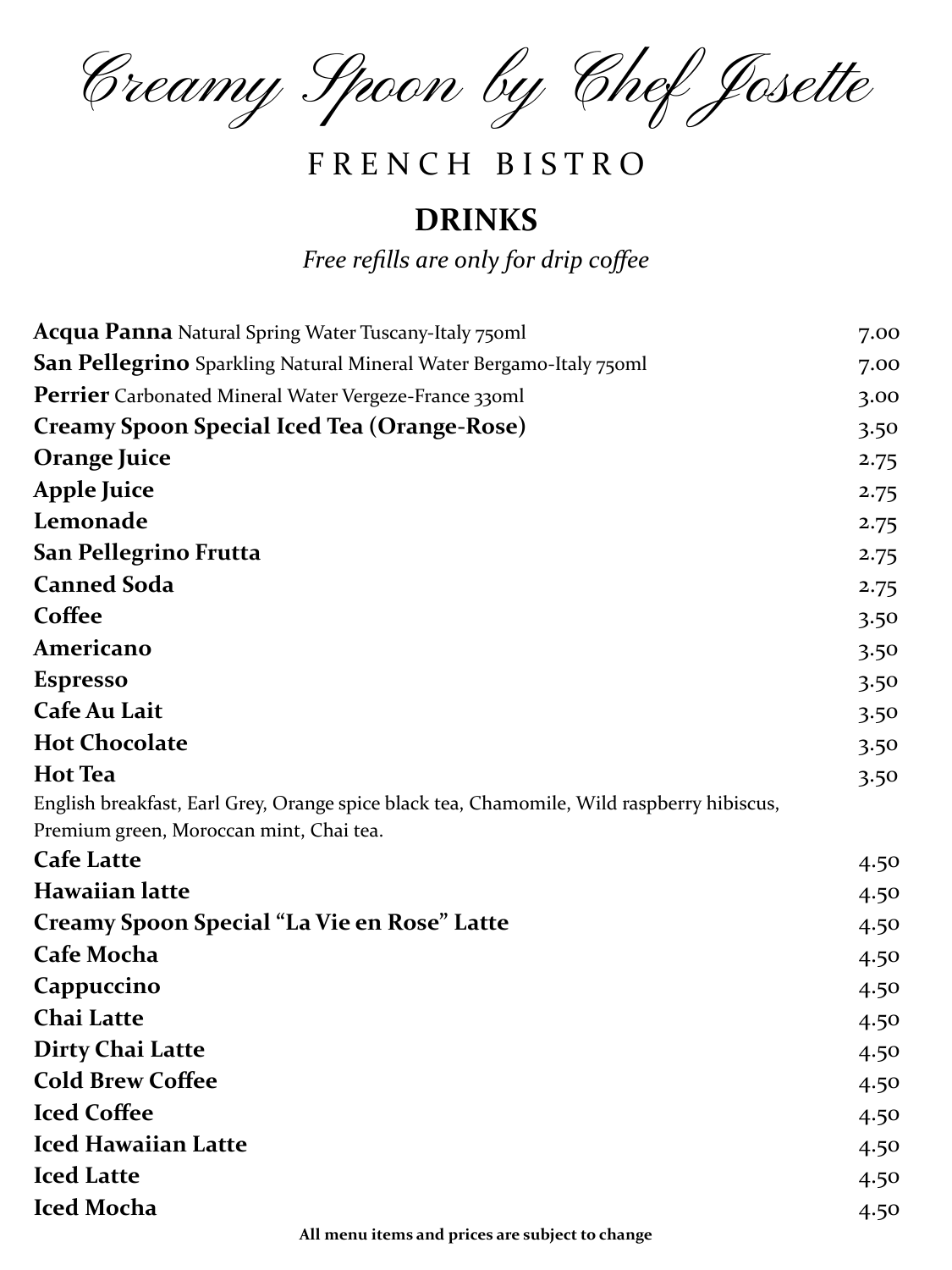# Creamy Spoon by Chef Josette

## FRENCH BISTRO

## DRINKS

*Free refills are only for drip coffee*

| Item | Price |
| --- | --- |
| **Acqua Panna** Natural Spring Water Tuscany-Italy 750ml | 7.00 |
| **San Pellegrino** Sparkling Natural Mineral Water Bergamo-Italy 750ml | 7.00 |
| **Perrier** Carbonated Mineral Water Vergeze-France 330ml | 3.00 |
| **Creamy Spoon Special Iced Tea (Orange-Rose)** | 3.50 |
| **Orange Juice** | 2.75 |
| **Apple Juice** | 2.75 |
| **Lemonade** | 2.75 |
| **San Pellegrino Frutta** | 2.75 |
| **Canned Soda** | 2.75 |
| **Coffee** | 3.50 |
| **Americano** | 3.50 |
| **Espresso** | 3.50 |
| **Cafe Au Lait** | 3.50 |
| **Hot Chocolate** | 3.50 |
| **Hot Tea** | 3.50 |
| English breakfast, Earl Grey, Orange spice black tea, Chamomile, Wild raspberry hibiscus, Premium green, Moroccan mint, Chai tea. | |
| **Cafe Latte** | 4.50 |
| **Hawaiian latte** | 4.50 |
| **Creamy Spoon Special "La Vie en Rose" Latte** | 4.50 |
| **Cafe Mocha** | 4.50 |
| **Cappuccino** | 4.50 |
| **Chai Latte** | 4.50 |
| **Dirty Chai Latte** | 4.50 |
| **Cold Brew Coffee** | 4.50 |
| **Iced Coffee** | 4.50 |
| **Iced Hawaiian Latte** | 4.50 |
| **Iced Latte** | 4.50 |
| **Iced Mocha** | 4.50 |

**All menu items and prices are subject to change**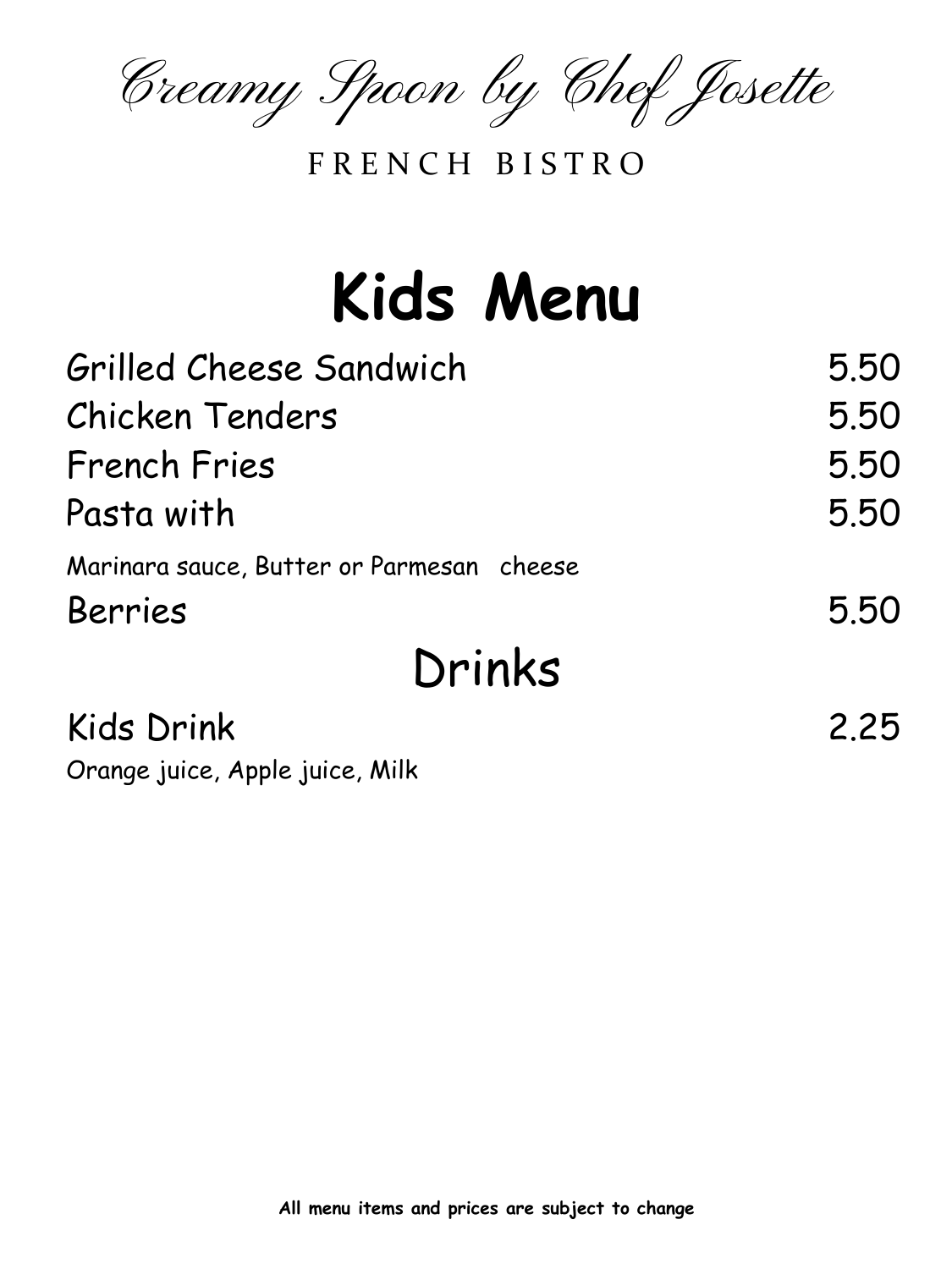*Creamy Spoon by Chef Josette*

FRENCH BISTRO

# Kids Menu

| | |
|---|---|
| Grilled Cheese Sandwich | 5.50 |
| Chicken Tenders | 5.50 |
| French Fries | 5.50 |
| Pasta with<br>Marinara sauce, Butter or Parmesan cheese | 5.50 |
| Berries | 5.50 |

## Drinks

| | |
|---|---|
| Kids Drink<br>Orange juice, Apple juice, Milk | 2.25 |

**All menu items and prices are subject to change**